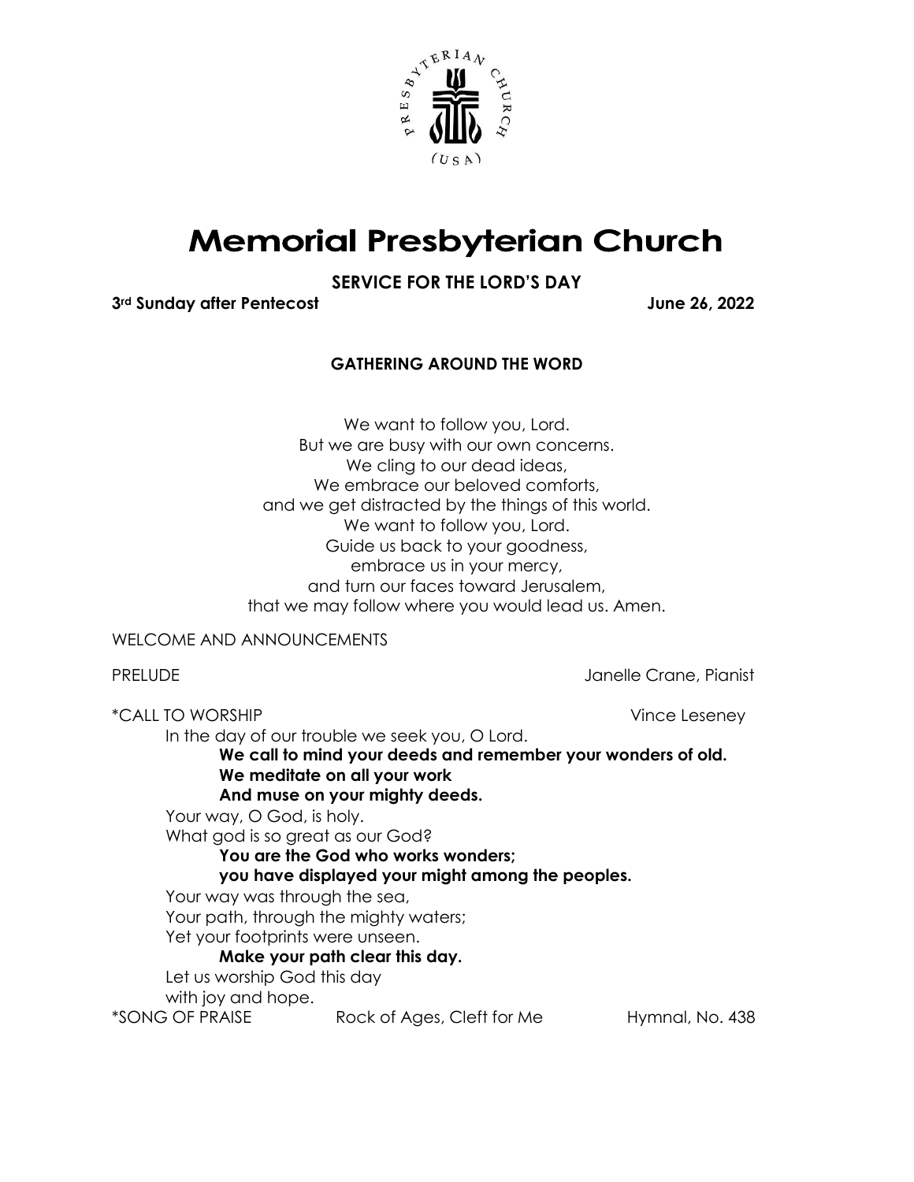# Memorial Presbyterian Church

## SERVICE FOR THE LORD'S DAY

**3rd Sunday after Pentecost** **June 26, 2022**

### GATHERING AROUND THE WORD

We want to follow you, Lord.
But we are busy with our own concerns.
We cling to our dead ideas,
We embrace our beloved comforts,
and we get distracted by the things of this world.
We want to follow you, Lord.
Guide us back to your goodness,
embrace us in your mercy,
and turn our faces toward Jerusalem,
that we may follow where you would lead us. Amen.

WELCOME AND ANNOUNCEMENTS

PRELUDE — Janelle Crane, Pianist

*CALL TO WORSHIP — Vince Leseney

In the day of our trouble we seek you, O Lord.
**We call to mind your deeds and remember your wonders of old.**
**We meditate on all your work**
**And muse on your mighty deeds.**
Your way, O God, is holy.
What god is so great as our God?
**You are the God who works wonders;**
**you have displayed your might among the peoples.**
Your way was through the sea,
Your path, through the mighty waters;
Yet your footprints were unseen.
**Make your path clear this day.**
Let us worship God this day
with joy and hope.

*SONG OF PRAISE — Rock of Ages, Cleft for Me — Hymnal, No. 438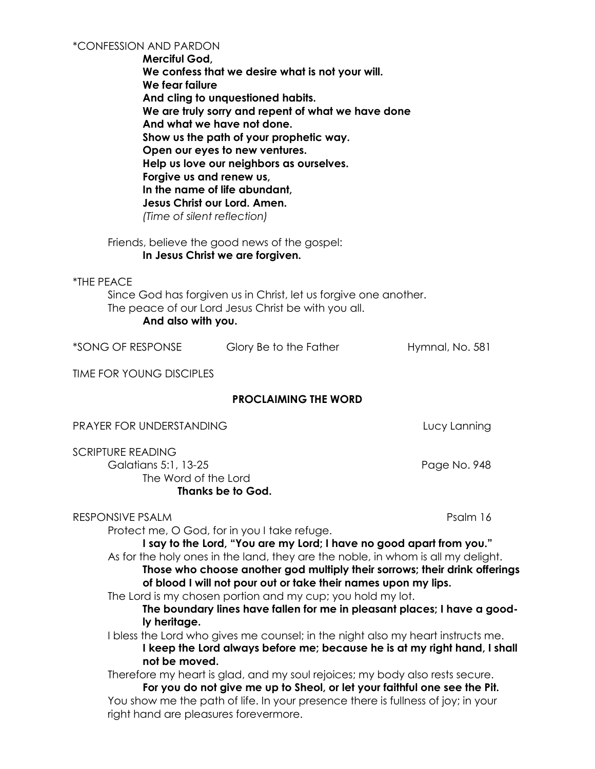*CONFESSION AND PARDON

**Merciful God,**
**We confess that we desire what is not your will.**
**We fear failure**
**And cling to unquestioned habits.**
**We are truly sorry and repent of what we have done**
**And what we have not done.**
**Show us the path of your prophetic way.**
**Open our eyes to new ventures.**
**Help us love our neighbors as ourselves.**
**Forgive us and renew us,**
**In the name of life abundant,**
**Jesus Christ our Lord. Amen.**
*(Time of silent reflection)*

Friends, believe the good news of the gospel:
**In Jesus Christ we are forgiven.**

*THE PEACE

Since God has forgiven us in Christ, let us forgive one another.
The peace of our Lord Jesus Christ be with you all.
**And also with you.**

*SONG OF RESPONSE — Glory Be to the Father — Hymnal, No. 581

TIME FOR YOUNG DISCIPLES

## PROCLAIMING THE WORD

PRAYER FOR UNDERSTANDING — Lucy Lanning

SCRIPTURE READING

Galatians 5:1, 13-25 — Page No. 948
The Word of the Lord
**Thanks be to God.**

RESPONSIVE PSALM — Psalm 16

Protect me, O God, for in you I take refuge.
**I say to the Lord, "You are my Lord; I have no good apart from you."**
As for the holy ones in the land, they are the noble, in whom is all my delight.
**Those who choose another god multiply their sorrows; their drink offerings of blood I will not pour out or take their names upon my lips.**
The Lord is my chosen portion and my cup; you hold my lot.
**The boundary lines have fallen for me in pleasant places; I have a goodly heritage.**
I bless the Lord who gives me counsel; in the night also my heart instructs me.
**I keep the Lord always before me; because he is at my right hand, I shall not be moved.**
Therefore my heart is glad, and my soul rejoices; my body also rests secure.
**For you do not give me up to Sheol, or let your faithful one see the Pit.**
You show me the path of life. In your presence there is fullness of joy; in your right hand are pleasures forevermore.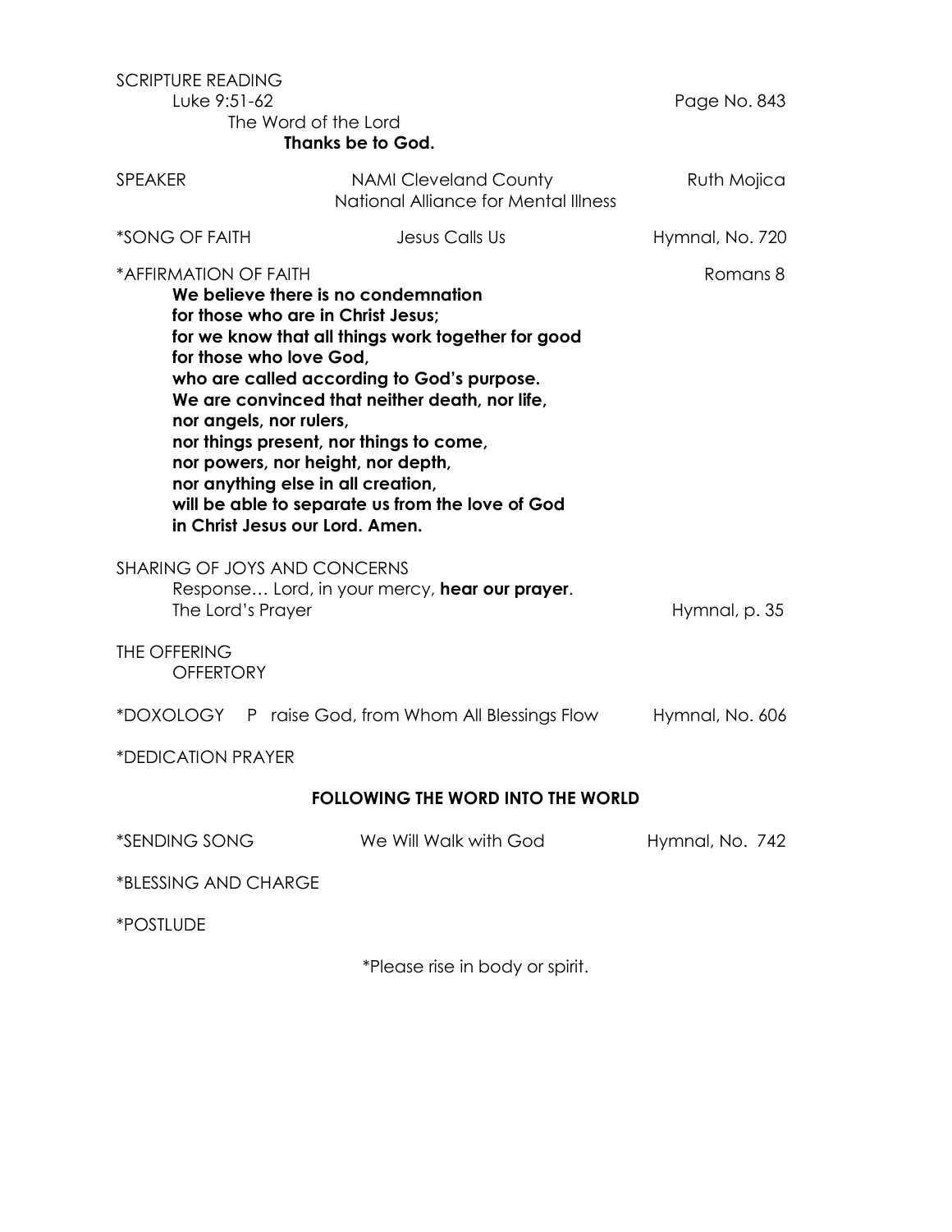SCRIPTURE READING
Luke 9:51-62 Page No. 843
The Word of the Lord
**Thanks be to God.**

SPEAKER NAMI Cleveland County Ruth Mojica
National Alliance for Mental Illness

*SONG OF FAITH Jesus Calls Us Hymnal, No. 720

*AFFIRMATION OF FAITH Romans 8

**We believe there is no condemnation**
**for those who are in Christ Jesus;**
**for we know that all things work together for good**
**for those who love God,**
**who are called according to God's purpose.**
**We are convinced that neither death, nor life,**
**nor angels, nor rulers,**
**nor things present, nor things to come,**
**nor powers, nor height, nor depth,**
**nor anything else in all creation,**
**will be able to separate us from the love of God**
**in Christ Jesus our Lord. Amen.**

SHARING OF JOYS AND CONCERNS
Response… Lord, in your mercy, **hear our prayer**.
The Lord's Prayer Hymnal, p. 35

THE OFFERING
OFFERTORY

*DOXOLOGY P raise God, from Whom All Blessings Flow Hymnal, No. 606

*DEDICATION PRAYER

## FOLLOWING THE WORD INTO THE WORLD

*SENDING SONG We Will Walk with God Hymnal, No. 742

*BLESSING AND CHARGE

*POSTLUDE

*Please rise in body or spirit.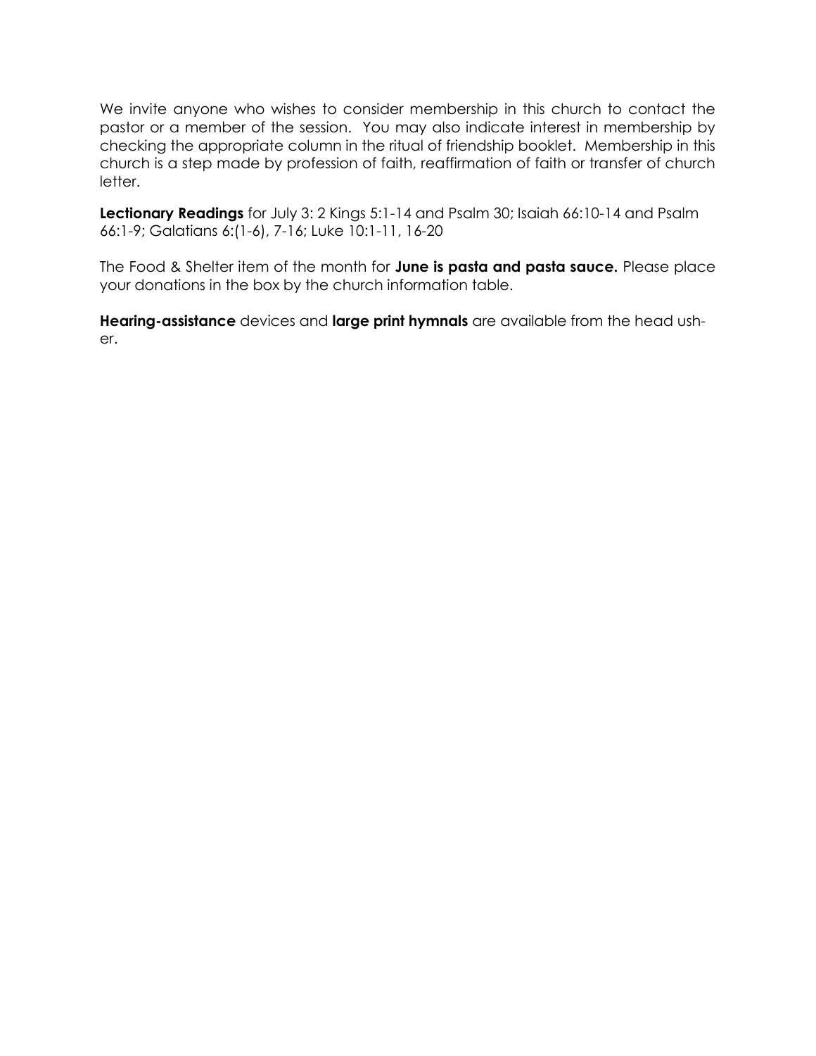We invite anyone who wishes to consider membership in this church to contact the pastor or a member of the session. You may also indicate interest in membership by checking the appropriate column in the ritual of friendship booklet. Membership in this church is a step made by profession of faith, reaffirmation of faith or transfer of church letter.

**Lectionary Readings** for July 3: 2 Kings 5:1-14 and Psalm 30; Isaiah 66:10-14 and Psalm 66:1-9; Galatians 6:(1-6), 7-16; Luke 10:1-11, 16-20

The Food & Shelter item of the month for **June is pasta and pasta sauce.** Please place your donations in the box by the church information table.

**Hearing-assistance** devices and **large print hymnals** are available from the head usher.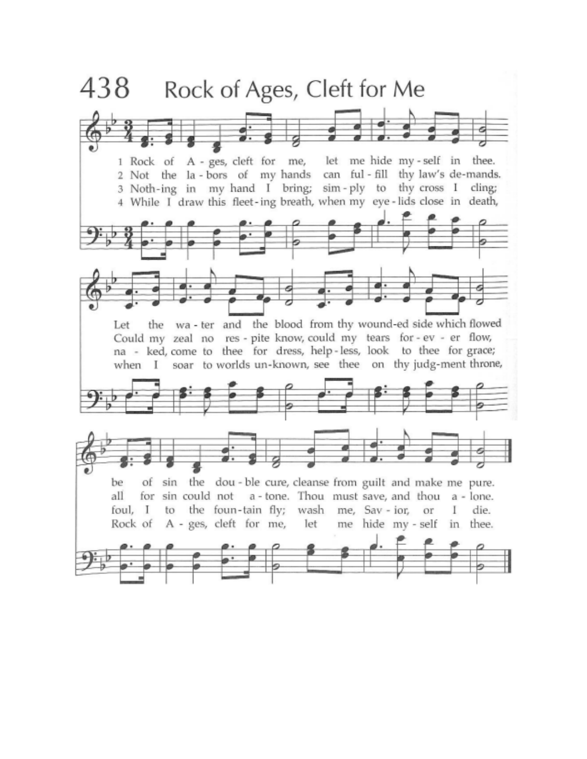# 438 Rock of Ages, Cleft for Me

1 Rock of A - ges, cleft for me, let me hide my - self in thee.
2 Not the la - bors of my hands can ful - fill thy law's de-mands.
3 Noth-ing in my hand I bring; sim - ply to thy cross I cling;
4 While I draw this fleet - ing breath, when my eye - lids close in death,

Let the wa - ter and the blood from thy wound-ed side which flowed
Could my zeal no res - pite know, could my tears for - ev - er flow,
na - ked, come to thee for dress, help - less, look to thee for grace;
when I soar to worlds un-known, see thee on thy judg-ment throne,

be of sin the dou - ble cure, cleanse from guilt and make me pure.
all for sin could not a - tone. Thou must save, and thou a - lone.
foul, I to the foun-tain fly; wash me, Sav - ior, or I die.
Rock of A - ges, cleft for me, let me hide my - self in thee.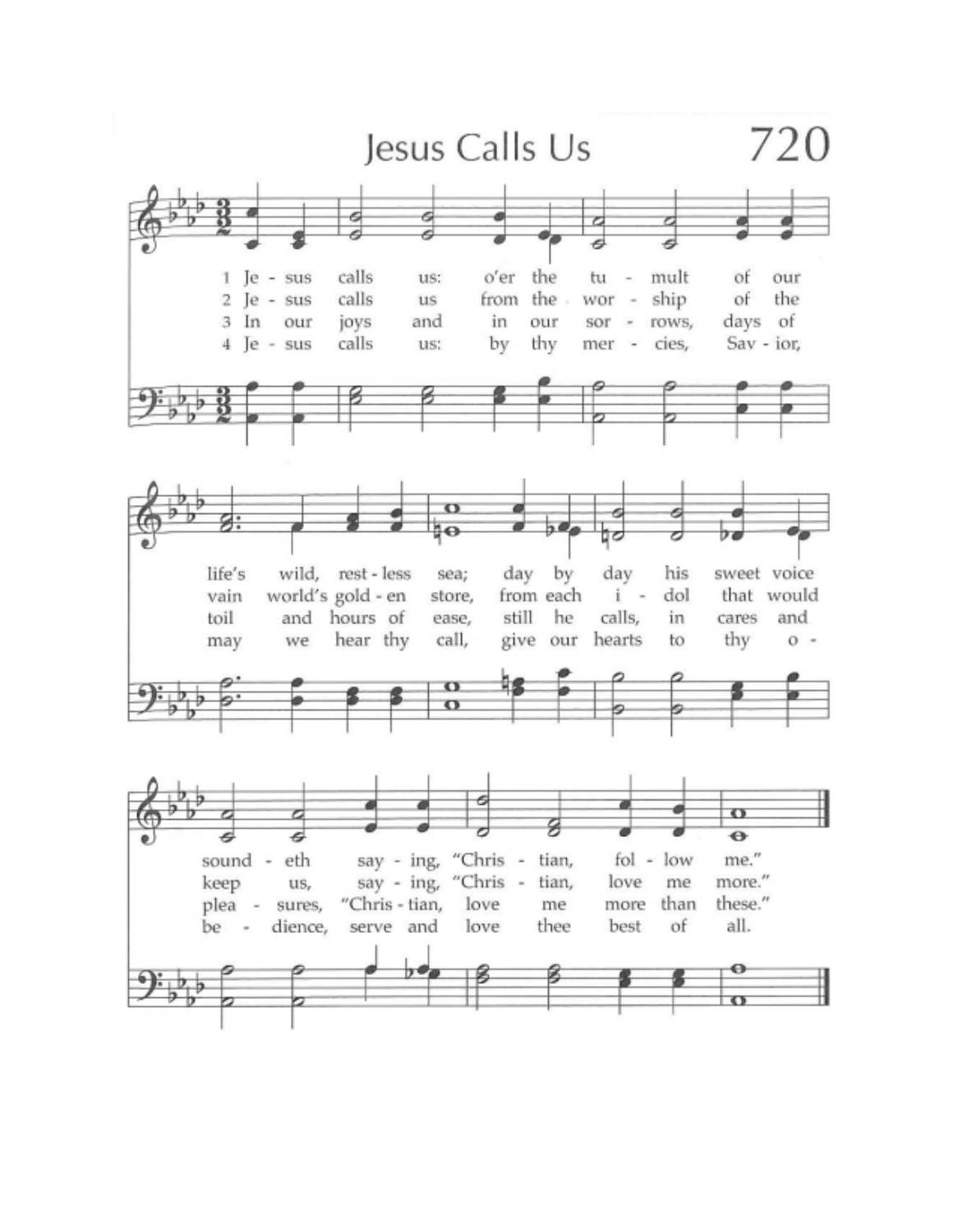# Jesus Calls Us

720

1 Jesus calls us: o'er the tumult of our life's wild, restless sea; day by day his sweet voice soundeth saying, "Christian, follow me."

2 Jesus calls us from the worship of the vain world's golden store, from each idol that would keep us, saying, "Christian, love me more."

3 In our joys and in our sorrows, days of toil and hours of ease, still he calls, in cares and pleasures, "Christian, love me more than these."

4 Jesus calls us: by thy mercies, Savior, may we hear thy call, give our hearts to thy obedience, serve and love thee best of all.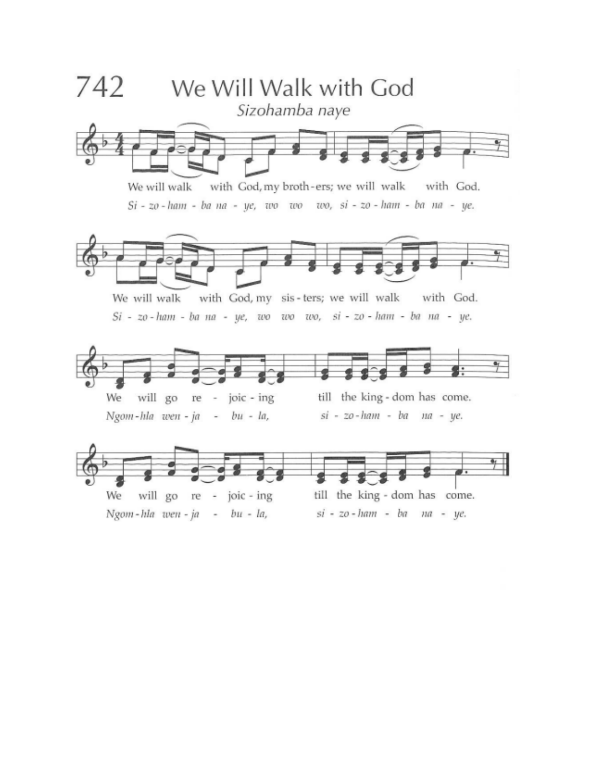# 742 We Will Walk with God

*Sizohamba naye*

We will walk with God, my broth - ers; we will walk with God.

*Si - zo - ham - ba na - ye, wo wo wo, si - zo - ham - ba na - ye.*

We will walk with God, my sis - ters; we will walk with God.

*Si - zo - ham - ba na - ye, wo wo wo, si - zo - ham - ba na - ye.*

We will go re - joic - ing till the king - dom has come.

*Ngom - hla wen - ja - bu - la, si - zo - ham - ba na - ye.*

We will go re - joic - ing till the king - dom has come.

*Ngom - hla wen - ja - bu - la, si - zo - ham - ba na - ye.*